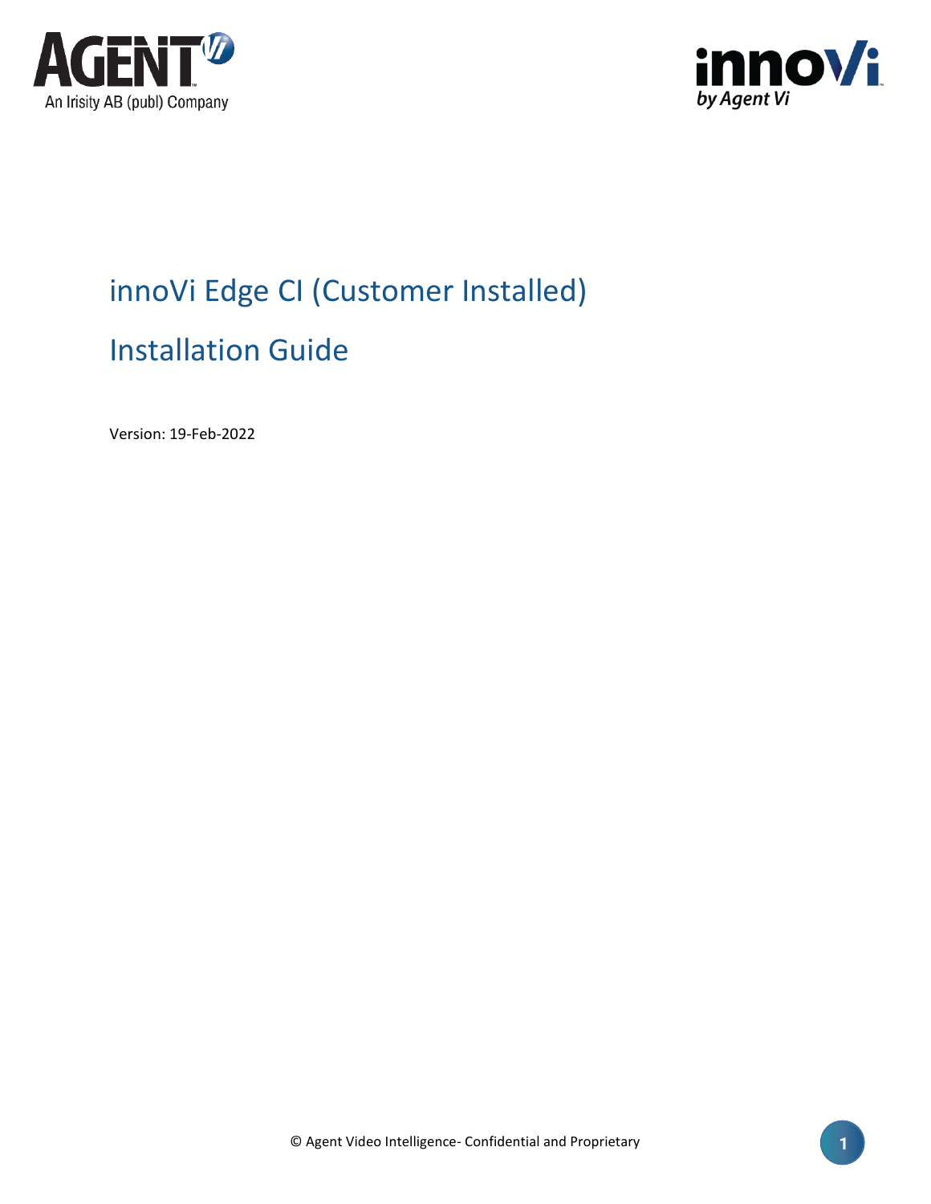AGENT Vi
An Irisity AB (publ) Company

innoVi
by Agent Vi

# innoVi Edge CI (Customer Installed)

# Installation Guide

Version: 19-Feb-2022

© Agent Video Intelligence- Confidential and Proprietary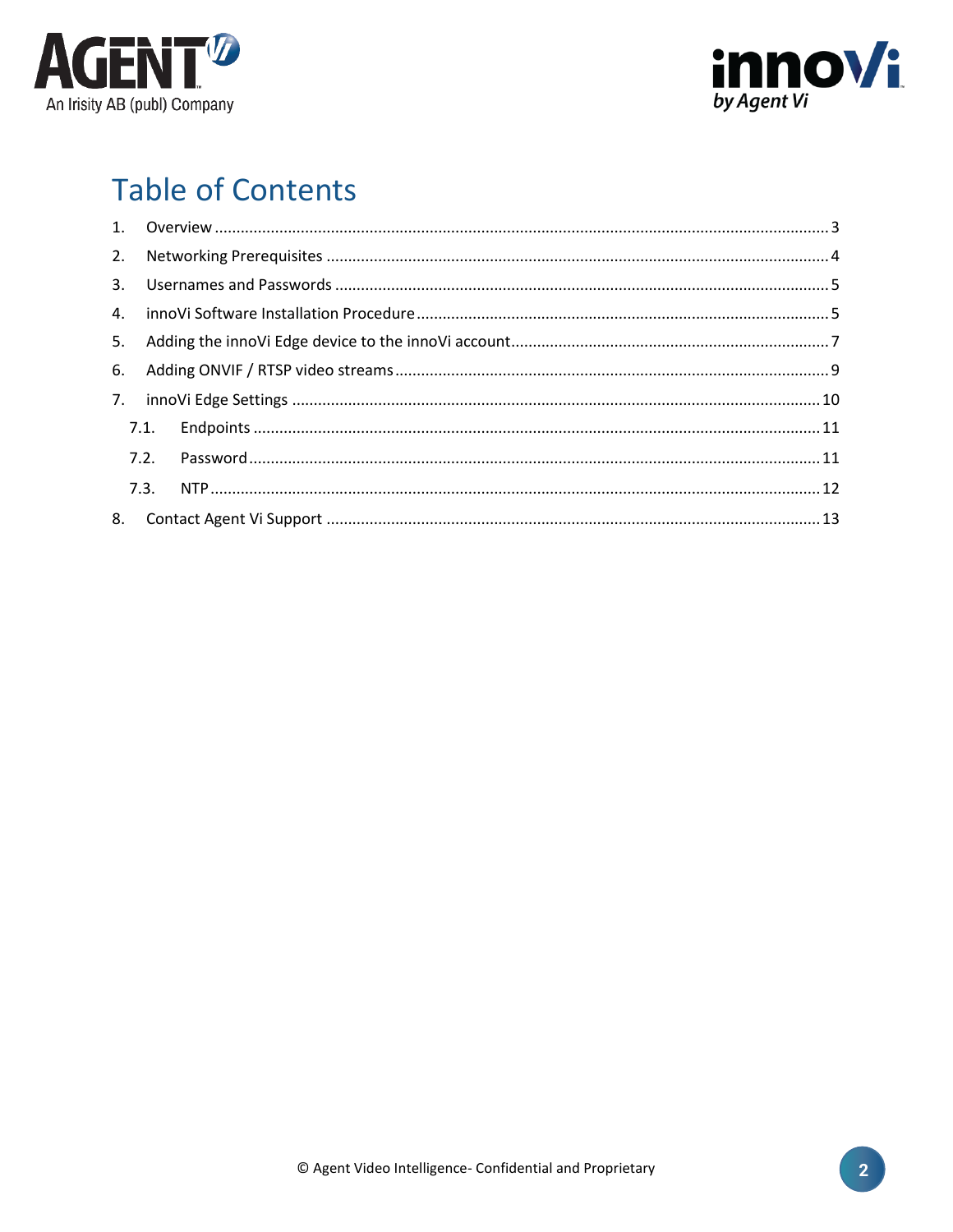# Table of Contents

1. Overview ..... 3
2. Networking Prerequisites ..... 4
3. Usernames and Passwords ..... 5
4. innoVi Software Installation Procedure ..... 5
5. Adding the innoVi Edge device to the innoVi account ..... 7
6. Adding ONVIF / RTSP video streams ..... 9
7. innoVi Edge Settings ..... 10
   - 7.1. Endpoints ..... 11
   - 7.2. Password ..... 11
   - 7.3. NTP ..... 12
8. Contact Agent Vi Support ..... 13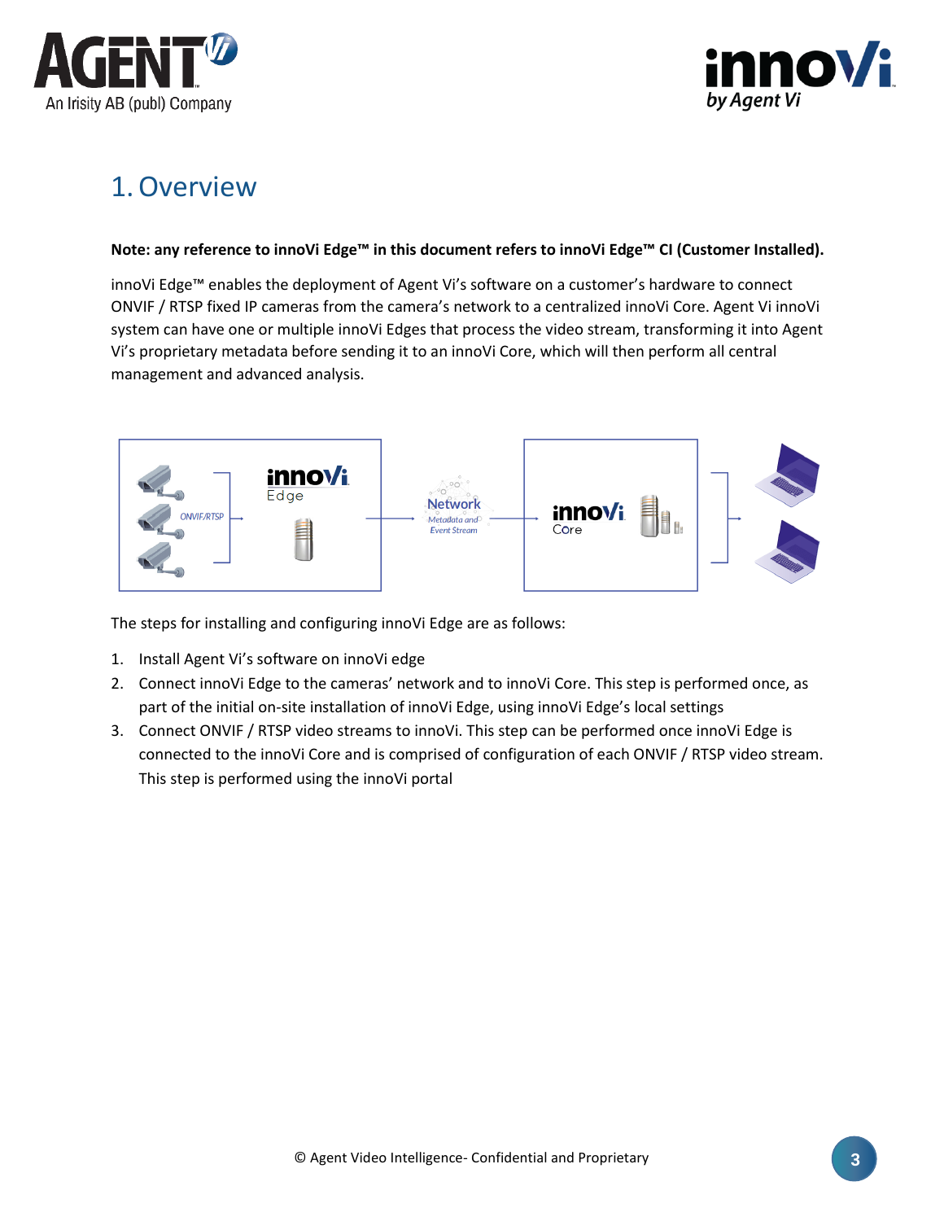# 1. Overview

**Note: any reference to innoVi Edge™ in this document refers to innoVi Edge™ CI (Customer Installed).**

innoVi Edge™ enables the deployment of Agent Vi's software on a customer's hardware to connect ONVIF / RTSP fixed IP cameras from the camera's network to a centralized innoVi Core. Agent Vi innoVi system can have one or multiple innoVi Edges that process the video stream, transforming it into Agent Vi's proprietary metadata before sending it to an innoVi Core, which will then perform all central management and advanced analysis.

The steps for installing and configuring innoVi Edge are as follows:

1. Install Agent Vi's software on innoVi edge
2. Connect innoVi Edge to the cameras' network and to innoVi Core. This step is performed once, as part of the initial on-site installation of innoVi Edge, using innoVi Edge's local settings
3. Connect ONVIF / RTSP video streams to innoVi. This step can be performed once innoVi Edge is connected to the innoVi Core and is comprised of configuration of each ONVIF / RTSP video stream. This step is performed using the innoVi portal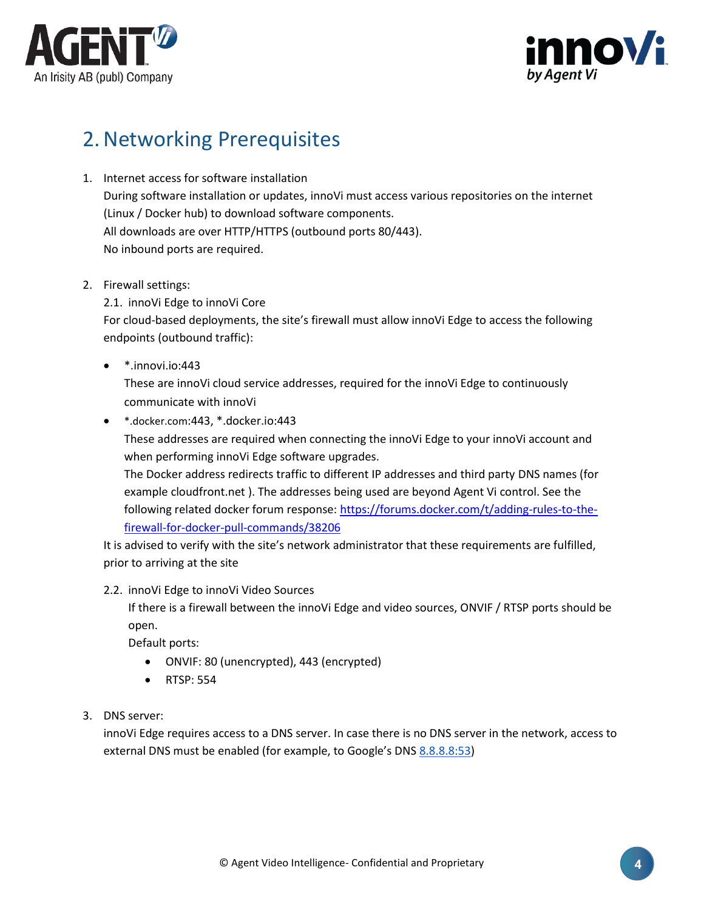# 2. Networking Prerequisites

1. Internet access for software installation
   During software installation or updates, innoVi must access various repositories on the internet (Linux / Docker hub) to download software components.
   All downloads are over HTTP/HTTPS (outbound ports 80/443).
   No inbound ports are required.

2. Firewall settings:
   2.1. innoVi Edge to innoVi Core
   For cloud-based deployments, the site's firewall must allow innoVi Edge to access the following endpoints (outbound traffic):

   - *.innovi.io:443
     These are innoVi cloud service addresses, required for the innoVi Edge to continuously communicate with innoVi
   - *.docker.com:443, *.docker.io:443
     These addresses are required when connecting the innoVi Edge to your innoVi account and when performing innoVi Edge software upgrades.
     The Docker address redirects traffic to different IP addresses and third party DNS names (for example cloudfront.net ). The addresses being used are beyond Agent Vi control. See the following related docker forum response: [https://forums.docker.com/t/adding-rules-to-the-firewall-for-docker-pull-commands/38206](https://forums.docker.com/t/adding-rules-to-the-firewall-for-docker-pull-commands/38206)

   It is advised to verify with the site's network administrator that these requirements are fulfilled, prior to arriving at the site

   2.2. innoVi Edge to innoVi Video Sources
   If there is a firewall between the innoVi Edge and video sources, ONVIF / RTSP ports should be open.
   Default ports:
   - ONVIF: 80 (unencrypted), 443 (encrypted)
   - RTSP: 554

3. DNS server:
   innoVi Edge requires access to a DNS server. In case there is no DNS server in the network, access to external DNS must be enabled (for example, to Google's DNS 8.8.8.8:53)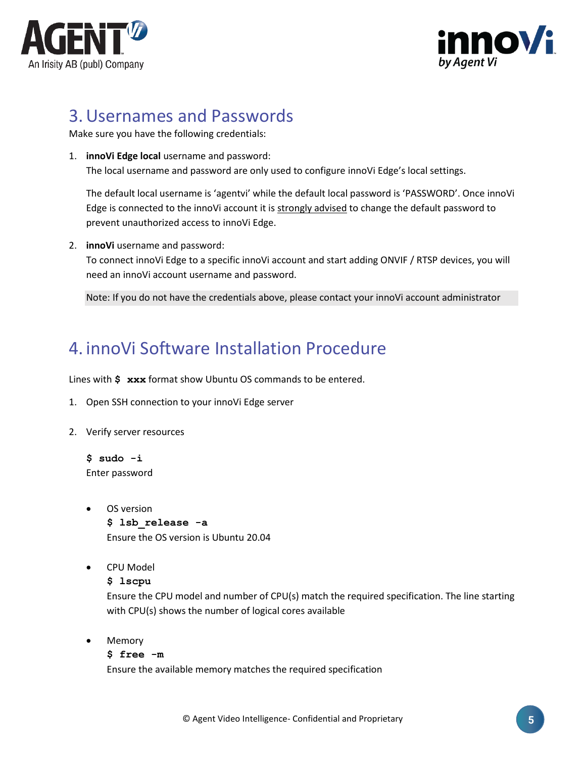# 3. Usernames and Passwords

Make sure you have the following credentials:

1. **innoVi Edge local** username and password:
   The local username and password are only used to configure innoVi Edge's local settings.

   The default local username is 'agentvi' while the default local password is 'PASSWORD'. Once innoVi Edge is connected to the innoVi account it is strongly advised to change the default password to prevent unauthorized access to innoVi Edge.

2. **innoVi** username and password:
   To connect innoVi Edge to a specific innoVi account and start adding ONVIF / RTSP devices, you will need an innoVi account username and password.

   Note: If you do not have the credentials above, please contact your innoVi account administrator

# 4. innoVi Software Installation Procedure

Lines with **$ xxx** format show Ubuntu OS commands to be entered.

1. Open SSH connection to your innoVi Edge server

2. Verify server resources

   ```
   $ sudo -i
   ```
   Enter password

   - OS version
     ```
     $ lsb_release -a
     ```
     Ensure the OS version is Ubuntu 20.04

   - CPU Model
     ```
     $ lscpu
     ```
     Ensure the CPU model and number of CPU(s) match the required specification. The line starting with CPU(s) shows the number of logical cores available

   - Memory
     ```
     $ free -m
     ```
     Ensure the available memory matches the required specification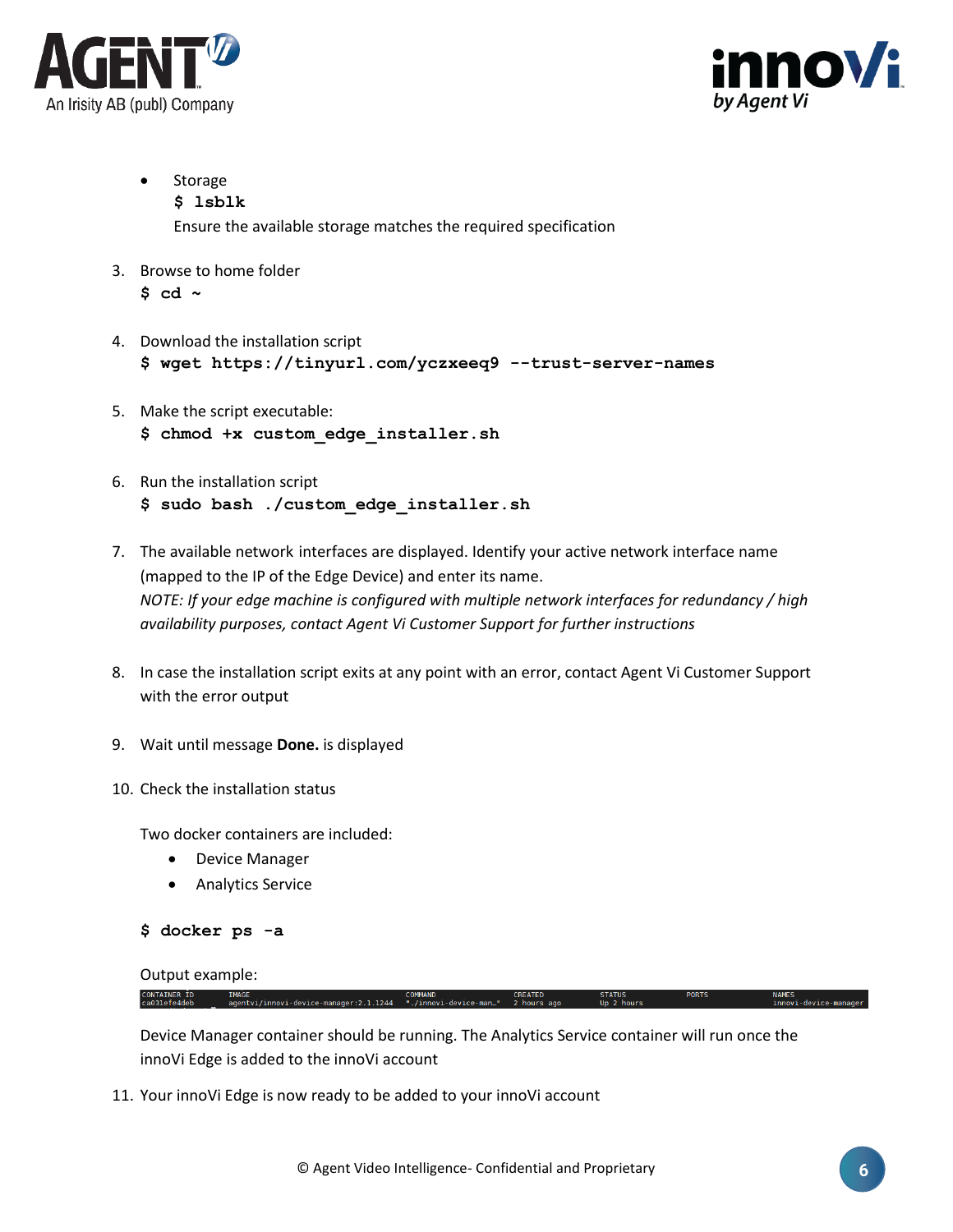- Storage
  **$ lsblk**
  Ensure the available storage matches the required specification

3. Browse to home folder
   **$ cd ~**

4. Download the installation script
   **$ wget https://tinyurl.com/yczxeeq9 --trust-server-names**

5. Make the script executable:
   **$ chmod +x custom_edge_installer.sh**

6. Run the installation script
   **$ sudo bash ./custom_edge_installer.sh**

7. The available network interfaces are displayed. Identify your active network interface name (mapped to the IP of the Edge Device) and enter its name.
   *NOTE: If your edge machine is configured with multiple network interfaces for redundancy / high availability purposes, contact Agent Vi Customer Support for further instructions*

8. In case the installation script exits at any point with an error, contact Agent Vi Customer Support with the error output

9. Wait until message **Done.** is displayed

10. Check the installation status

    Two docker containers are included:
    - Device Manager
    - Analytics Service

    **$ docker ps -a**

    Output example:

    ```
    CONTAINER ID   IMAGE                                   COMMAND                  CREATED        STATUS        PORTS   NAMES
    ca031efe4deb   agentvi/innovi-device-manager:2.1.1244  "./innovi-device-man…"   2 hours ago    Up 2 hours            innovi-device-manager
    ```

    Device Manager container should be running. The Analytics Service container will run once the innoVi Edge is added to the innoVi account

11. Your innoVi Edge is now ready to be added to your innoVi account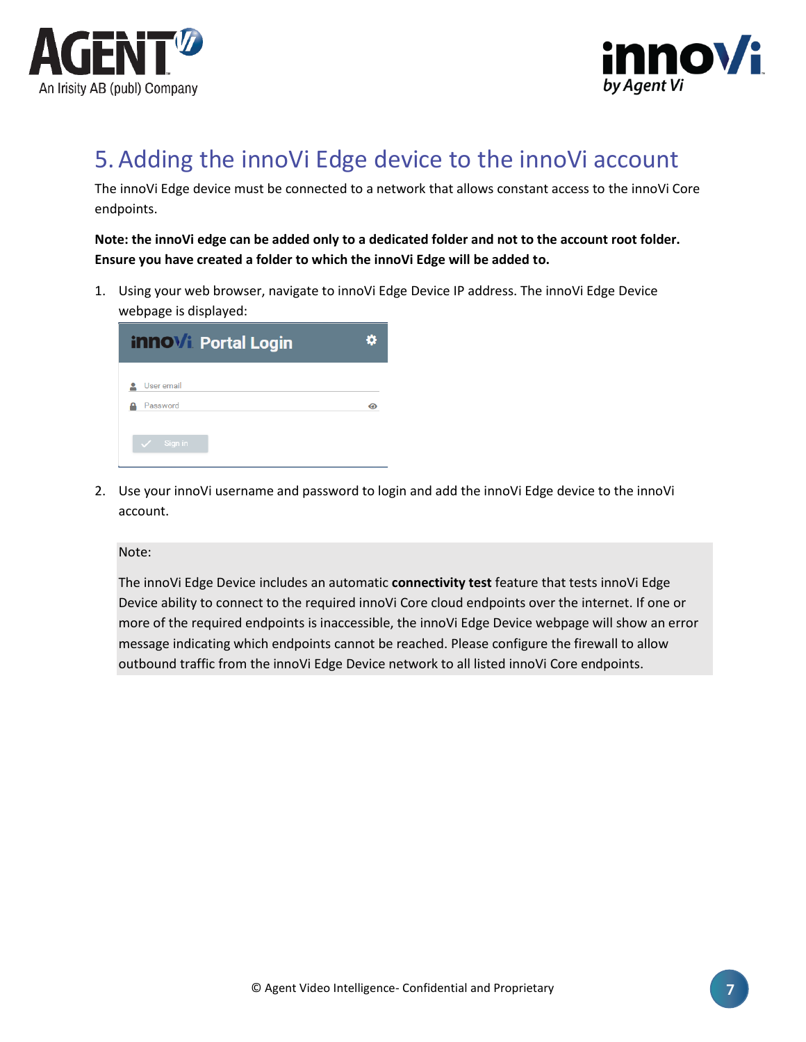# 5. Adding the innoVi Edge device to the innoVi account

The innoVi Edge device must be connected to a network that allows constant access to the innoVi Core endpoints.

**Note: the innoVi edge can be added only to a dedicated folder and not to the account root folder. Ensure you have created a folder to which the innoVi Edge will be added to.**

1. Using your web browser, navigate to innoVi Edge Device IP address. The innoVi Edge Device webpage is displayed:

2. Use your innoVi username and password to login and add the innoVi Edge device to the innoVi account.

> Note:
>
> The innoVi Edge Device includes an automatic **connectivity test** feature that tests innoVi Edge Device ability to connect to the required innoVi Core cloud endpoints over the internet. If one or more of the required endpoints is inaccessible, the innoVi Edge Device webpage will show an error message indicating which endpoints cannot be reached. Please configure the firewall to allow outbound traffic from the innoVi Edge Device network to all listed innoVi Core endpoints.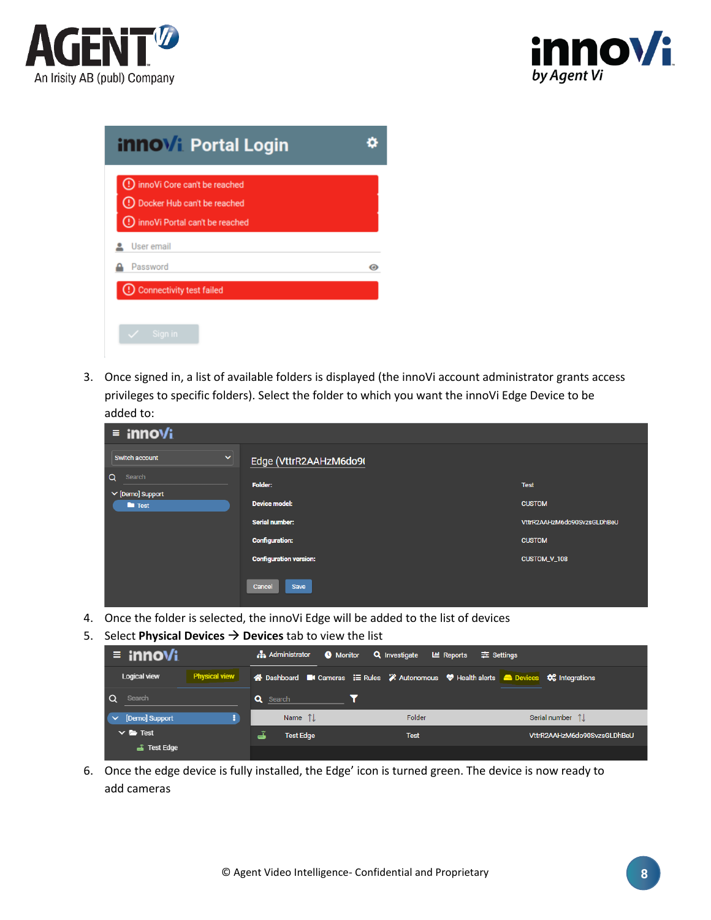3. Once signed in, a list of available folders is displayed (the innoVi account administrator grants access privileges to specific folders). Select the folder to which you want the innoVi Edge Device to be added to:

4. Once the folder is selected, the innoVi Edge will be added to the list of devices
5. Select **Physical Devices** → **Devices** tab to view the list

6. Once the edge device is fully installed, the Edge' icon is turned green. The device is now ready to add cameras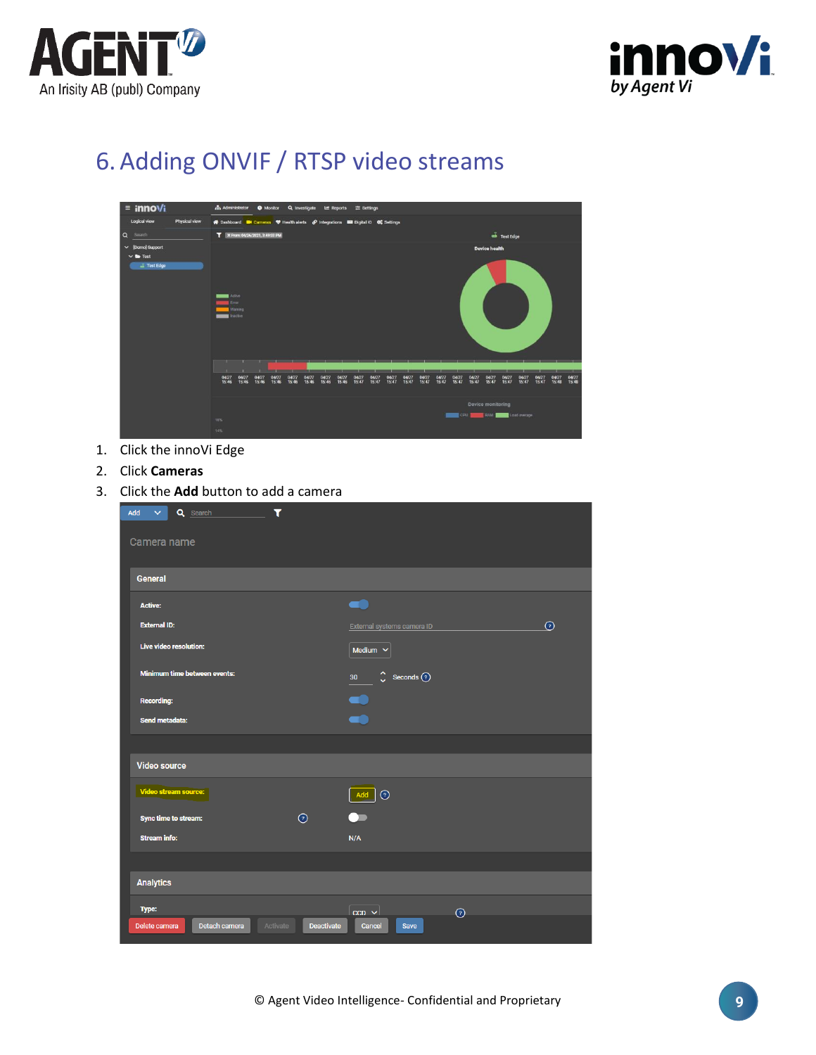# 6. Adding ONVIF / RTSP video streams

1. Click the innoVi Edge
2. Click **Cameras**
3. Click the **Add** button to add a camera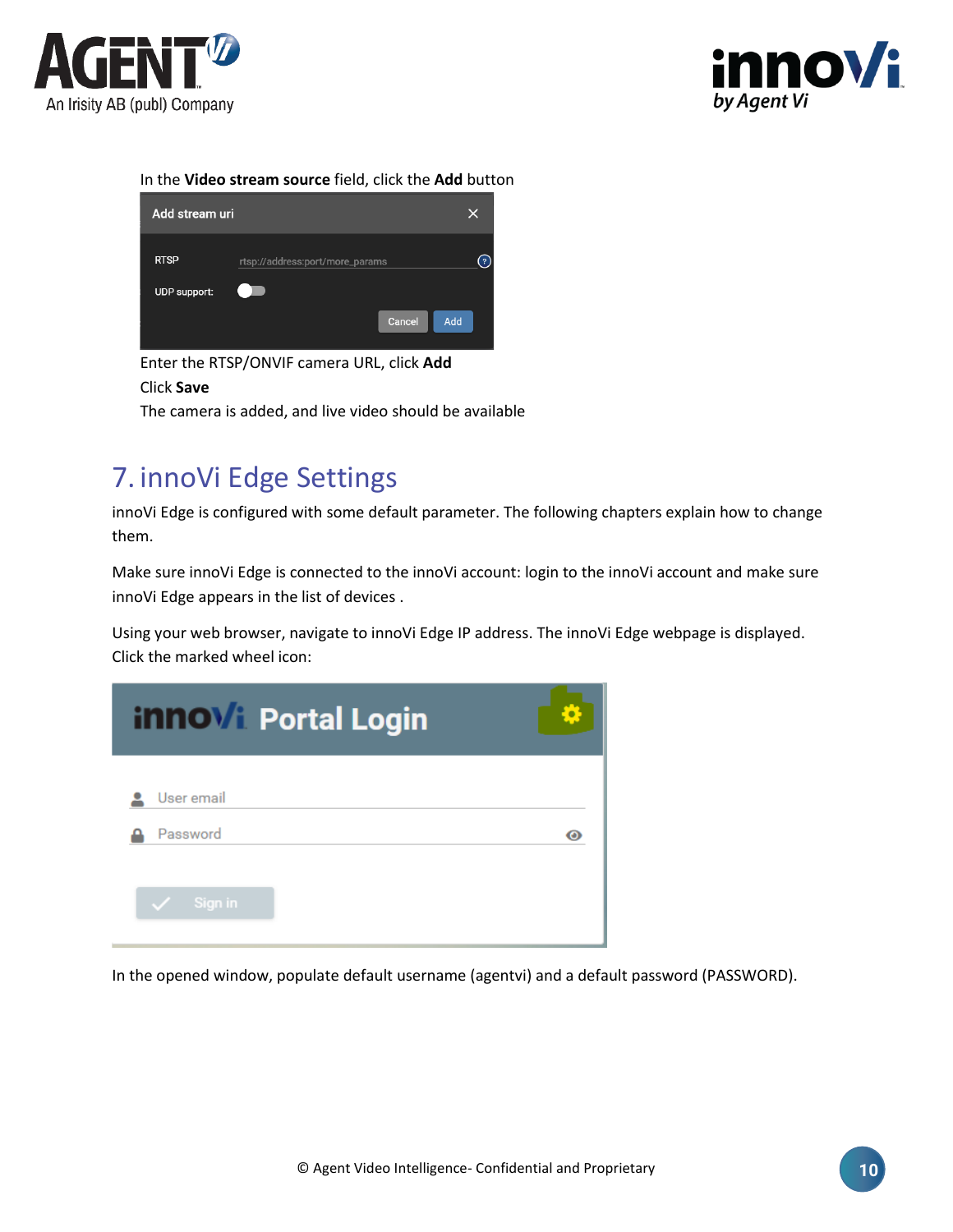In the **Video stream source** field, click the **Add** button

Enter the RTSP/ONVIF camera URL, click **Add**

Click **Save**

The camera is added, and live video should be available

# 7. innoVi Edge Settings

innoVi Edge is configured with some default parameter. The following chapters explain how to change them.

Make sure innoVi Edge is connected to the innoVi account: login to the innoVi account and make sure innoVi Edge appears in the list of devices .

Using your web browser, navigate to innoVi Edge IP address. The innoVi Edge webpage is displayed. Click the marked wheel icon:

In the opened window, populate default username (agentvi) and a default password (PASSWORD).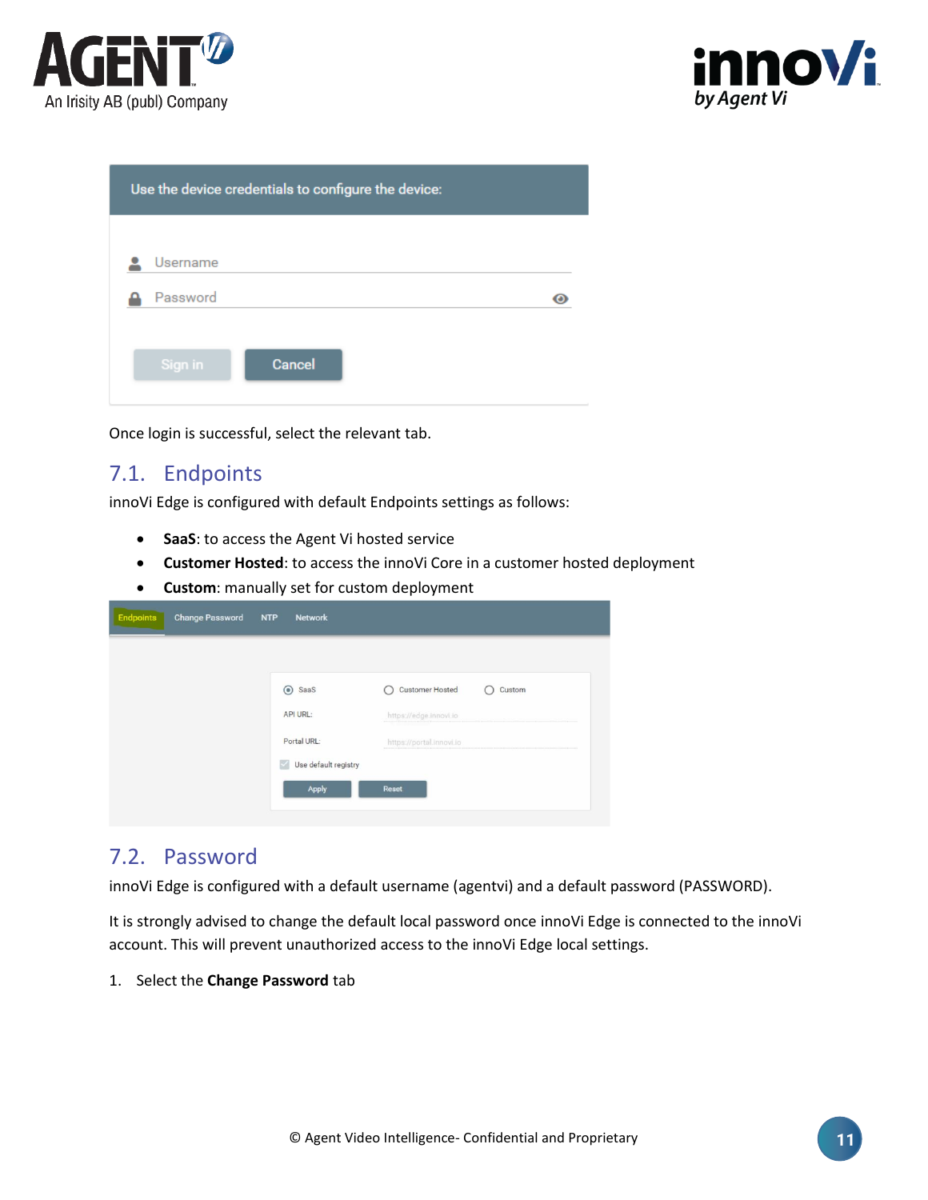Once login is successful, select the relevant tab.

## 7.1. Endpoints

innoVi Edge is configured with default Endpoints settings as follows:

- **SaaS**: to access the Agent Vi hosted service
- **Customer Hosted**: to access the innoVi Core in a customer hosted deployment
- **Custom**: manually set for custom deployment

## 7.2. Password

innoVi Edge is configured with a default username (agentvi) and a default password (PASSWORD).

It is strongly advised to change the default local password once innoVi Edge is connected to the innoVi account. This will prevent unauthorized access to the innoVi Edge local settings.

1. Select the **Change Password** tab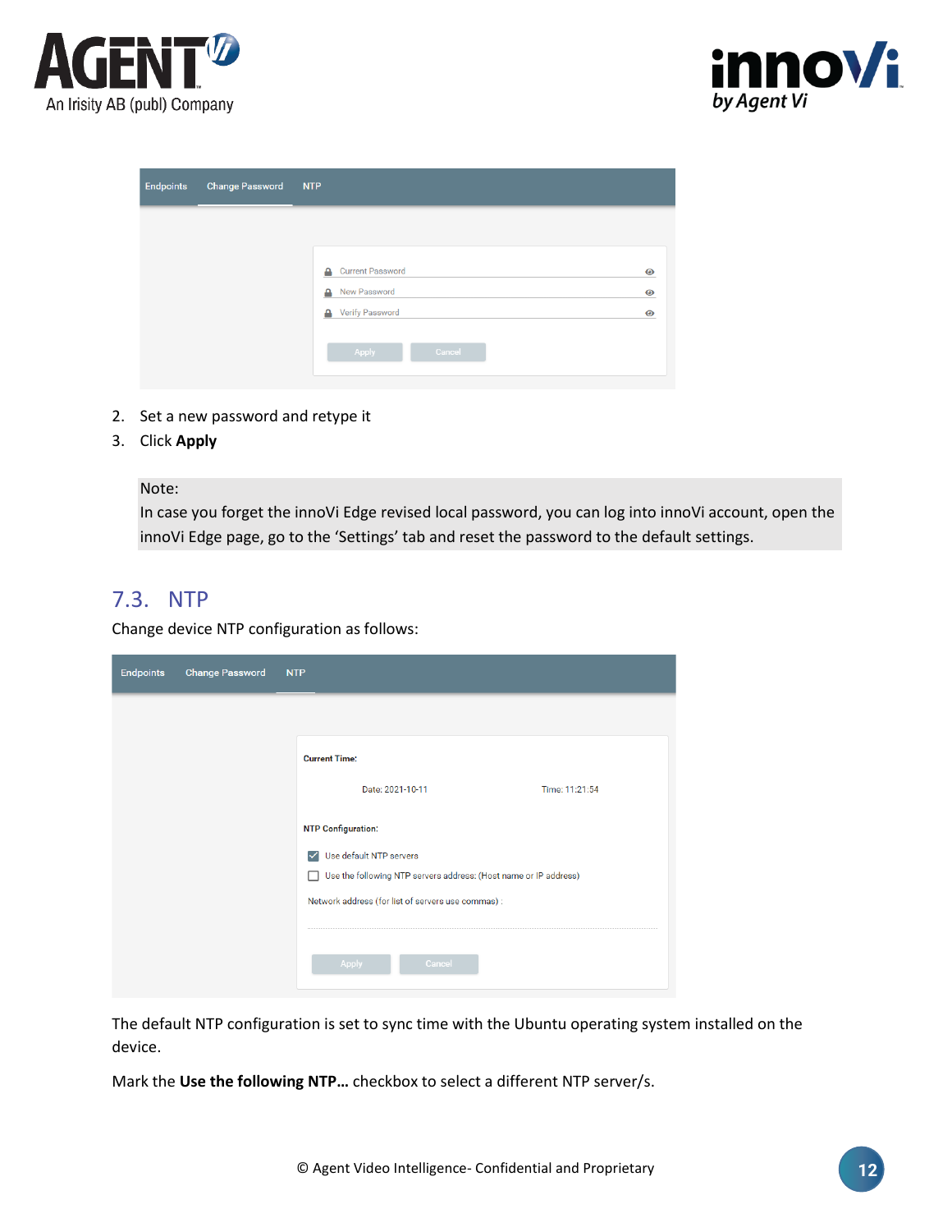2. Set a new password and retype it
3. Click **Apply**

> Note:
> In case you forget the innoVi Edge revised local password, you can log into innoVi account, open the innoVi Edge page, go to the 'Settings' tab and reset the password to the default settings.

## 7.3. NTP

Change device NTP configuration as follows:

The default NTP configuration is set to sync time with the Ubuntu operating system installed on the device.

Mark the **Use the following NTP…** checkbox to select a different NTP server/s.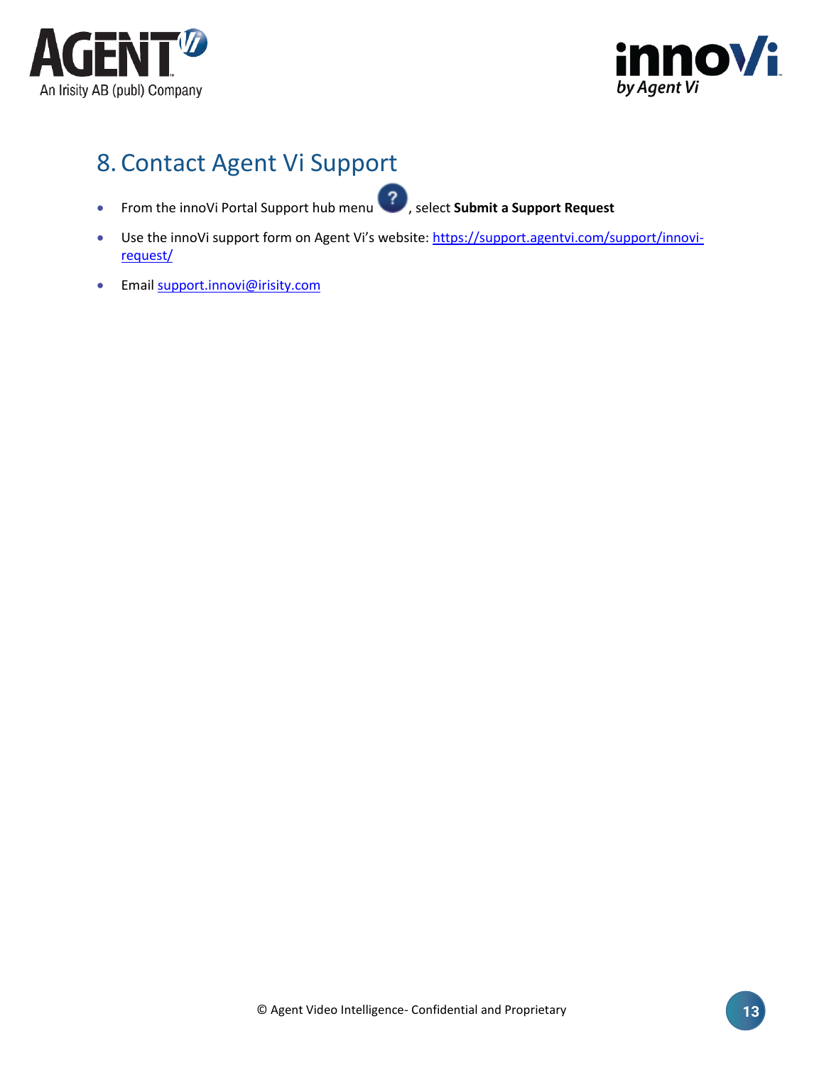# 8. Contact Agent Vi Support

- From the innoVi Portal Support hub menu ?, select **Submit a Support Request**
- Use the innoVi support form on Agent Vi's website: https://support.agentvi.com/support/innovi-request/
- Email support.innovi@irisity.com